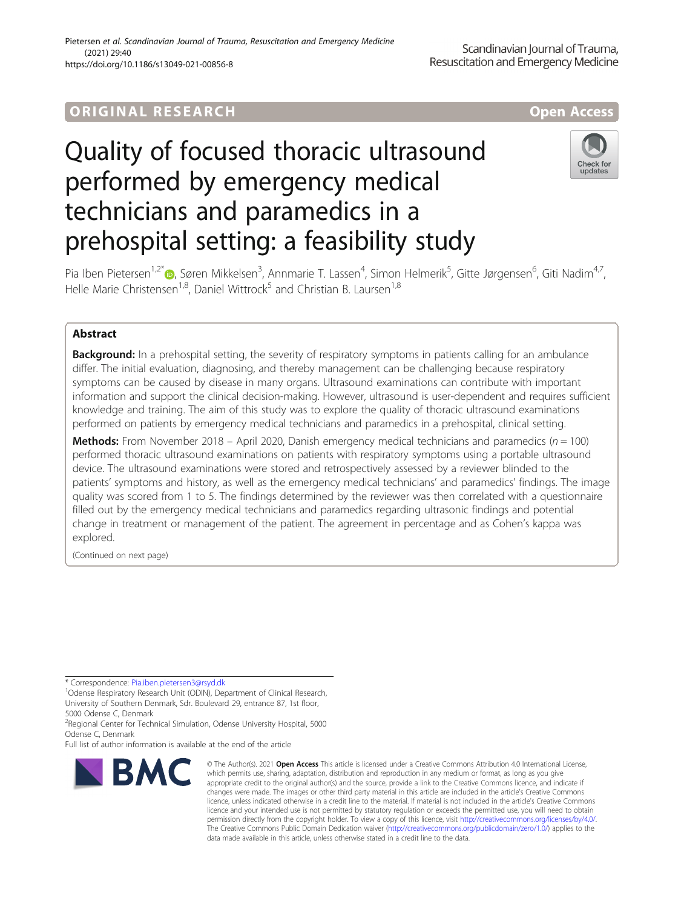ORIGINAL RESEARCH

Open Access

# Quality of focused thoracic ultrasound performed by emergency medical technicians and paramedics in a prehospital setting: a feasibility study

Pia Iben Pietersen[1,2*], Søren Mikkelsen[3], Annmarie T. Lassen[4], Simon Helmerik[5], Gitte Jørgensen[6], Giti Nadim[4,7], Helle Marie Christensen[1,8], Daniel Wittrock[5] and Christian B. Laursen[1,8]

## Abstract

**Background:** In a prehospital setting, the severity of respiratory symptoms in patients calling for an ambulance differ. The initial evaluation, diagnosing, and thereby management can be challenging because respiratory symptoms can be caused by disease in many organs. Ultrasound examinations can contribute with important information and support the clinical decision-making. However, ultrasound is user-dependent and requires sufficient knowledge and training. The aim of this study was to explore the quality of thoracic ultrasound examinations performed on patients by emergency medical technicians and paramedics in a prehospital, clinical setting.

**Methods:** From November 2018 – April 2020, Danish emergency medical technicians and paramedics ($n = 100$) performed thoracic ultrasound examinations on patients with respiratory symptoms using a portable ultrasound device. The ultrasound examinations were stored and retrospectively assessed by a reviewer blinded to the patients' symptoms and history, as well as the emergency medical technicians' and paramedics' findings. The image quality was scored from 1 to 5. The findings determined by the reviewer was then correlated with a questionnaire filled out by the emergency medical technicians and paramedics regarding ultrasonic findings and potential change in treatment or management of the patient. The agreement in percentage and as Cohen's kappa was explored.

(Continued on next page)

* Correspondence: Pia.iben.pietersen3@rsyd.dk

[1]Odense Respiratory Research Unit (ODIN), Department of Clinical Research, University of Southern Denmark, Sdr. Boulevard 29, entrance 87, 1st floor, 5000 Odense C, Denmark

[2]Regional Center for Technical Simulation, Odense University Hospital, 5000 Odense C, Denmark

Full list of author information is available at the end of the article

© The Author(s). 2021 **Open Access** This article is licensed under a Creative Commons Attribution 4.0 International License, which permits use, sharing, adaptation, distribution and reproduction in any medium or format, as long as you give appropriate credit to the original author(s) and the source, provide a link to the Creative Commons licence, and indicate if changes were made. The images or other third party material in this article are included in the article's Creative Commons licence, unless indicated otherwise in a credit line to the material. If material is not included in the article's Creative Commons licence and your intended use is not permitted by statutory regulation or exceeds the permitted use, you will need to obtain permission directly from the copyright holder. To view a copy of this licence, visit http://creativecommons.org/licenses/by/4.0/. The Creative Commons Public Domain Dedication waiver (http://creativecommons.org/publicdomain/zero/1.0/) applies to the data made available in this article, unless otherwise stated in a credit line to the data.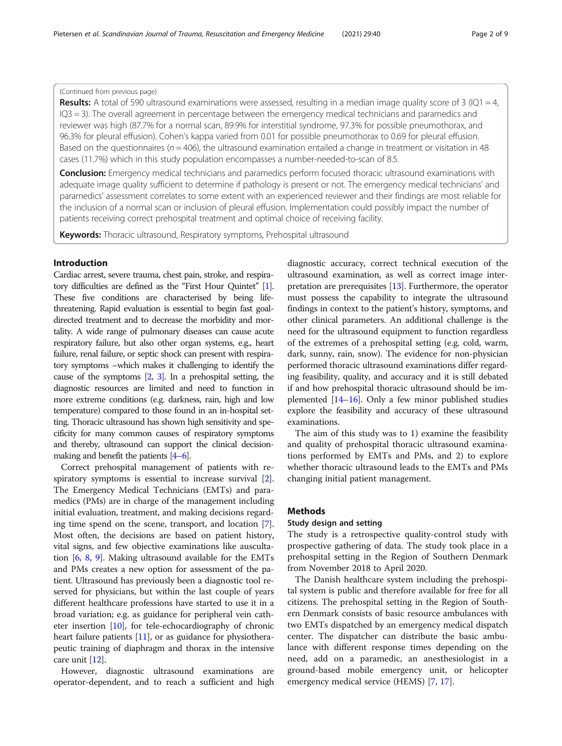(Continued from previous page)

**Results:** A total of 590 ultrasound examinations were assessed, resulting in a median image quality score of 3 (IQ1 = 4, IQ3 = 3). The overall agreement in percentage between the emergency medical technicians and paramedics and reviewer was high (87.7% for a normal scan, 89.9% for interstitial syndrome, 97.3% for possible pneumothorax, and 96.3% for pleural effusion). Cohen's kappa varied from 0.01 for possible pneumothorax to 0.69 for pleural effusion. Based on the questionnaires ($n = 406$), the ultrasound examination entailed a change in treatment or visitation in 48 cases (11.7%) which in this study population encompasses a number-needed-to-scan of 8.5.

**Conclusion:** Emergency medical technicians and paramedics perform focused thoracic ultrasound examinations with adequate image quality sufficient to determine if pathology is present or not. The emergency medical technicians' and paramedics' assessment correlates to some extent with an experienced reviewer and their findings are most reliable for the inclusion of a normal scan or inclusion of pleural effusion. Implementation could possibly impact the number of patients receiving correct prehospital treatment and optimal choice of receiving facility.

**Keywords:** Thoracic ultrasound, Respiratory symptoms, Prehospital ultrasound

## Introduction

Cardiac arrest, severe trauma, chest pain, stroke, and respiratory difficulties are defined as the "First Hour Quintet" [1]. These five conditions are characterised by being life-threatening. Rapid evaluation is essential to begin fast goal-directed treatment and to decrease the morbidity and mortality. A wide range of pulmonary diseases can cause acute respiratory failure, but also other organ systems, e.g., heart failure, renal failure, or septic shock can present with respiratory symptoms –which makes it challenging to identify the cause of the symptoms [2, 3]. In a prehospital setting, the diagnostic resources are limited and need to function in more extreme conditions (e.g. darkness, rain, high and low temperature) compared to those found in an in-hospital setting. Thoracic ultrasound has shown high sensitivity and specificity for many common causes of respiratory symptoms and thereby, ultrasound can support the clinical decision-making and benefit the patients [4–6].

Correct prehospital management of patients with respiratory symptoms is essential to increase survival [2]. The Emergency Medical Technicians (EMTs) and paramedics (PMs) are in charge of the management including initial evaluation, treatment, and making decisions regarding time spend on the scene, transport, and location [7]. Most often, the decisions are based on patient history, vital signs, and few objective examinations like auscultation [6, 8, 9]. Making ultrasound available for the EMTs and PMs creates a new option for assessment of the patient. Ultrasound has previously been a diagnostic tool reserved for physicians, but within the last couple of years different healthcare professions have started to use it in a broad variation; e.g. as guidance for peripheral vein catheter insertion [10], for tele-echocardiography of chronic heart failure patients [11], or as guidance for physiotherapeutic training of diaphragm and thorax in the intensive care unit [12].

However, diagnostic ultrasound examinations are operator-dependent, and to reach a sufficient and high diagnostic accuracy, correct technical execution of the ultrasound examination, as well as correct image interpretation are prerequisites [13]. Furthermore, the operator must possess the capability to integrate the ultrasound findings in context to the patient's history, symptoms, and other clinical parameters. An additional challenge is the need for the ultrasound equipment to function regardless of the extremes of a prehospital setting (e.g. cold, warm, dark, sunny, rain, snow). The evidence for non-physician performed thoracic ultrasound examinations differ regarding feasibility, quality, and accuracy and it is still debated if and how prehospital thoracic ultrasound should be implemented [14–16]. Only a few minor published studies explore the feasibility and accuracy of these ultrasound examinations.

The aim of this study was to 1) examine the feasibility and quality of prehospital thoracic ultrasound examinations performed by EMTs and PMs, and 2) to explore whether thoracic ultrasound leads to the EMTs and PMs changing initial patient management.

## Methods

### Study design and setting

The study is a retrospective quality-control study with prospective gathering of data. The study took place in a prehospital setting in the Region of Southern Denmark from November 2018 to April 2020.

The Danish healthcare system including the prehospital system is public and therefore available for free for all citizens. The prehospital setting in the Region of Southern Denmark consists of basic resource ambulances with two EMTs dispatched by an emergency medical dispatch center. The dispatcher can distribute the basic ambulance with different response times depending on the need, add on a paramedic, an anesthesiologist in a ground-based mobile emergency unit, or helicopter emergency medical service (HEMS) [7, 17].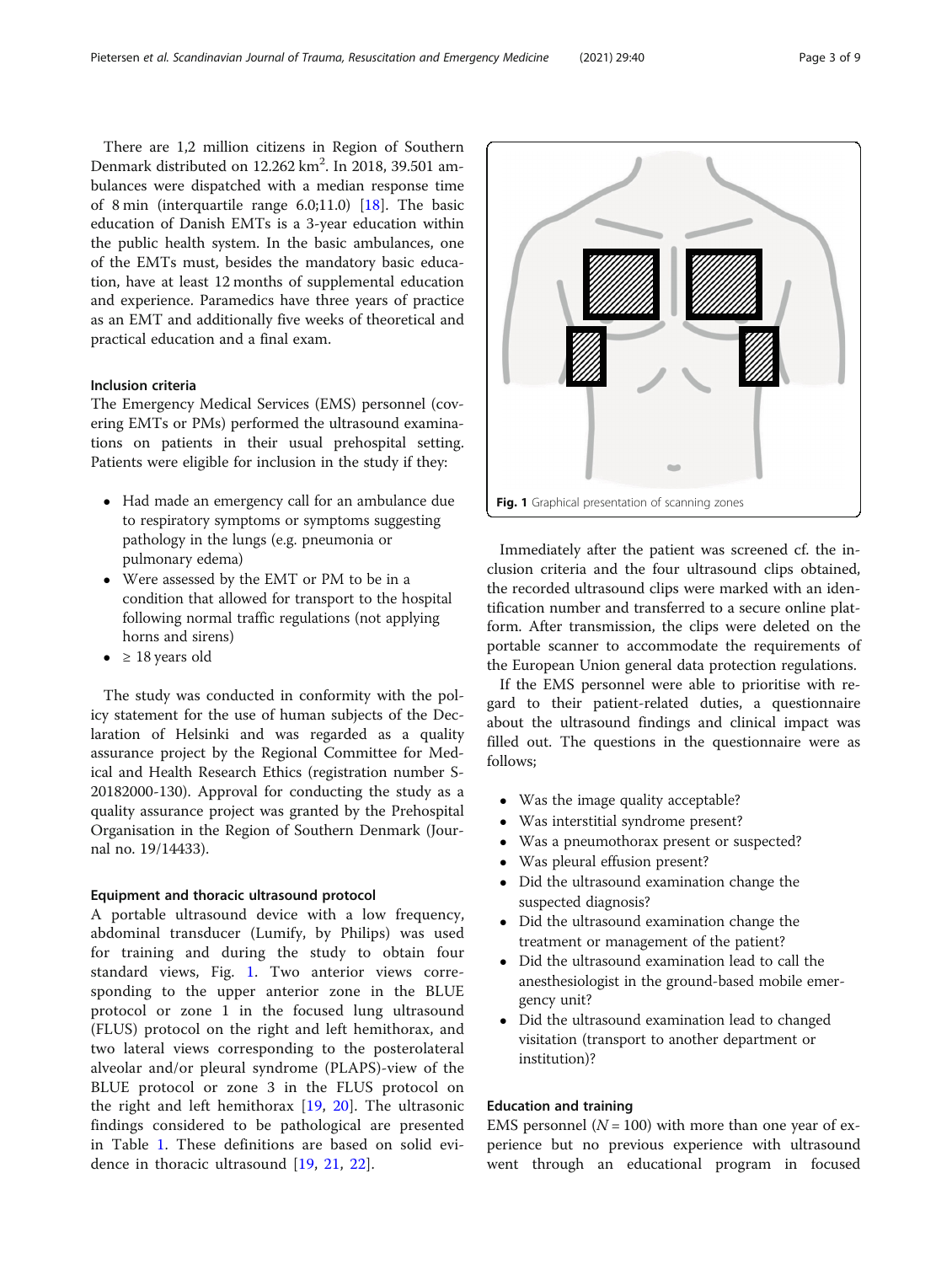There are 1,2 million citizens in Region of Southern Denmark distributed on 12.262 km$^2$. In 2018, 39.501 ambulances were dispatched with a median response time of 8 min (interquartile range 6.0;11.0) [18]. The basic education of Danish EMTs is a 3-year education within the public health system. In the basic ambulances, one of the EMTs must, besides the mandatory basic education, have at least 12 months of supplemental education and experience. Paramedics have three years of practice as an EMT and additionally five weeks of theoretical and practical education and a final exam.

### Inclusion criteria

The Emergency Medical Services (EMS) personnel (covering EMTs or PMs) performed the ultrasound examinations on patients in their usual prehospital setting. Patients were eligible for inclusion in the study if they:

- Had made an emergency call for an ambulance due to respiratory symptoms or symptoms suggesting pathology in the lungs (e.g. pneumonia or pulmonary edema)
- Were assessed by the EMT or PM to be in a condition that allowed for transport to the hospital following normal traffic regulations (not applying horns and sirens)
- ≥ 18 years old

The study was conducted in conformity with the policy statement for the use of human subjects of the Declaration of Helsinki and was regarded as a quality assurance project by the Regional Committee for Medical and Health Research Ethics (registration number S-20182000-130). Approval for conducting the study as a quality assurance project was granted by the Prehospital Organisation in the Region of Southern Denmark (Journal no. 19/14433).

### Equipment and thoracic ultrasound protocol

A portable ultrasound device with a low frequency, abdominal transducer (Lumify, by Philips) was used for training and during the study to obtain four standard views, Fig. 1. Two anterior views corresponding to the upper anterior zone in the BLUE protocol or zone 1 in the focused lung ultrasound (FLUS) protocol on the right and left hemithorax, and two lateral views corresponding to the posterolateral alveolar and/or pleural syndrome (PLAPS)-view of the BLUE protocol or zone 3 in the FLUS protocol on the right and left hemithorax [19, 20]. The ultrasonic findings considered to be pathological are presented in Table 1. These definitions are based on solid evidence in thoracic ultrasound [19, 21, 22].

**Fig. 1** Graphical presentation of scanning zones

Immediately after the patient was screened cf. the inclusion criteria and the four ultrasound clips obtained, the recorded ultrasound clips were marked with an identification number and transferred to a secure online platform. After transmission, the clips were deleted on the portable scanner to accommodate the requirements of the European Union general data protection regulations.

If the EMS personnel were able to prioritise with regard to their patient-related duties, a questionnaire about the ultrasound findings and clinical impact was filled out. The questions in the questionnaire were as follows;

- Was the image quality acceptable?
- Was interstitial syndrome present?
- Was a pneumothorax present or suspected?
- Was pleural effusion present?
- Did the ultrasound examination change the suspected diagnosis?
- Did the ultrasound examination change the treatment or management of the patient?
- Did the ultrasound examination lead to call the anesthesiologist in the ground-based mobile emergency unit?
- Did the ultrasound examination lead to changed visitation (transport to another department or institution)?

### Education and training

EMS personnel ($N = 100$) with more than one year of experience but no previous experience with ultrasound went through an educational program in focused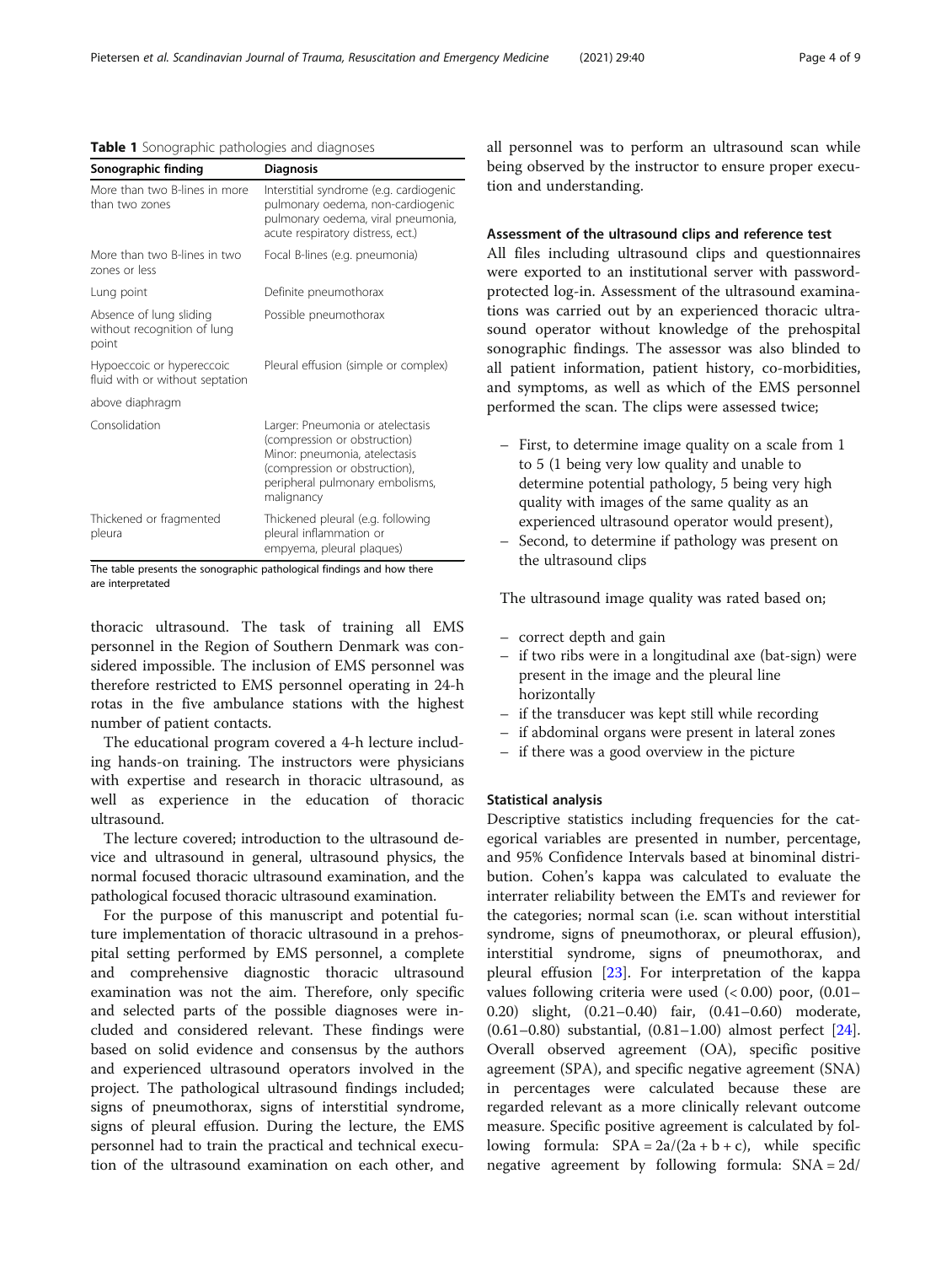**Table 1** Sonographic pathologies and diagnoses

| Sonographic finding | Diagnosis |
|---|---|
| More than two B-lines in more than two zones | Interstitial syndrome (e.g. cardiogenic pulmonary oedema, non-cardiogenic pulmonary oedema, viral pneumonia, acute respiratory distress, ect.) |
| More than two B-lines in two zones or less | Focal B-lines (e.g. pneumonia) |
| Lung point | Definite pneumothorax |
| Absence of lung sliding without recognition of lung point | Possible pneumothorax |
| Hypoeccoic or hypereccoic fluid with or without septation above diaphragm | Pleural effusion (simple or complex) |
| Consolidation | Larger: Pneumonia or atelectasis (compression or obstruction) Minor: pneumonia, atelectasis (compression or obstruction), peripheral pulmonary embolisms, malignancy |
| Thickened or fragmented pleura | Thickened pleural (e.g. following pleural inflammation or empyema, pleural plaques) |

The table presents the sonographic pathological findings and how there are interpretated

thoracic ultrasound. The task of training all EMS personnel in the Region of Southern Denmark was considered impossible. The inclusion of EMS personnel was therefore restricted to EMS personnel operating in 24-h rotas in the five ambulance stations with the highest number of patient contacts.

The educational program covered a 4-h lecture including hands-on training. The instructors were physicians with expertise and research in thoracic ultrasound, as well as experience in the education of thoracic ultrasound.

The lecture covered; introduction to the ultrasound device and ultrasound in general, ultrasound physics, the normal focused thoracic ultrasound examination, and the pathological focused thoracic ultrasound examination.

For the purpose of this manuscript and potential future implementation of thoracic ultrasound in a prehospital setting performed by EMS personnel, a complete and comprehensive diagnostic thoracic ultrasound examination was not the aim. Therefore, only specific and selected parts of the possible diagnoses were included and considered relevant. These findings were based on solid evidence and consensus by the authors and experienced ultrasound operators involved in the project. The pathological ultrasound findings included; signs of pneumothorax, signs of interstitial syndrome, signs of pleural effusion. During the lecture, the EMS personnel had to train the practical and technical execution of the ultrasound examination on each other, and all personnel was to perform an ultrasound scan while being observed by the instructor to ensure proper execution and understanding.

### Assessment of the ultrasound clips and reference test

All files including ultrasound clips and questionnaires were exported to an institutional server with password-protected log-in. Assessment of the ultrasound examinations was carried out by an experienced thoracic ultrasound operator without knowledge of the prehospital sonographic findings. The assessor was also blinded to all patient information, patient history, co-morbidities, and symptoms, as well as which of the EMS personnel performed the scan. The clips were assessed twice;

- First, to determine image quality on a scale from 1 to 5 (1 being very low quality and unable to determine potential pathology, 5 being very high quality with images of the same quality as an experienced ultrasound operator would present),
- Second, to determine if pathology was present on the ultrasound clips

The ultrasound image quality was rated based on;

- correct depth and gain
- if two ribs were in a longitudinal axe (bat-sign) were present in the image and the pleural line horizontally
- if the transducer was kept still while recording
- if abdominal organs were present in lateral zones
- if there was a good overview in the picture

### Statistical analysis

Descriptive statistics including frequencies for the categorical variables are presented in number, percentage, and 95% Confidence Intervals based at binominal distribution. Cohen's kappa was calculated to evaluate the interrater reliability between the EMTs and reviewer for the categories; normal scan (i.e. scan without interstitial syndrome, signs of pneumothorax, or pleural effusion), interstitial syndrome, signs of pneumothorax, and pleural effusion [23]. For interpretation of the kappa values following criteria were used (< 0.00) poor, (0.01–0.20) slight, (0.21–0.40) fair, (0.41–0.60) moderate, (0.61–0.80) substantial, (0.81–1.00) almost perfect [24]. Overall observed agreement (OA), specific positive agreement (SPA), and specific negative agreement (SNA) in percentages were calculated because these are regarded relevant as a more clinically relevant outcome measure. Specific positive agreement is calculated by following formula: $SPA = 2a/(2a + b + c)$, while specific negative agreement by following formula: $SNA = 2d/$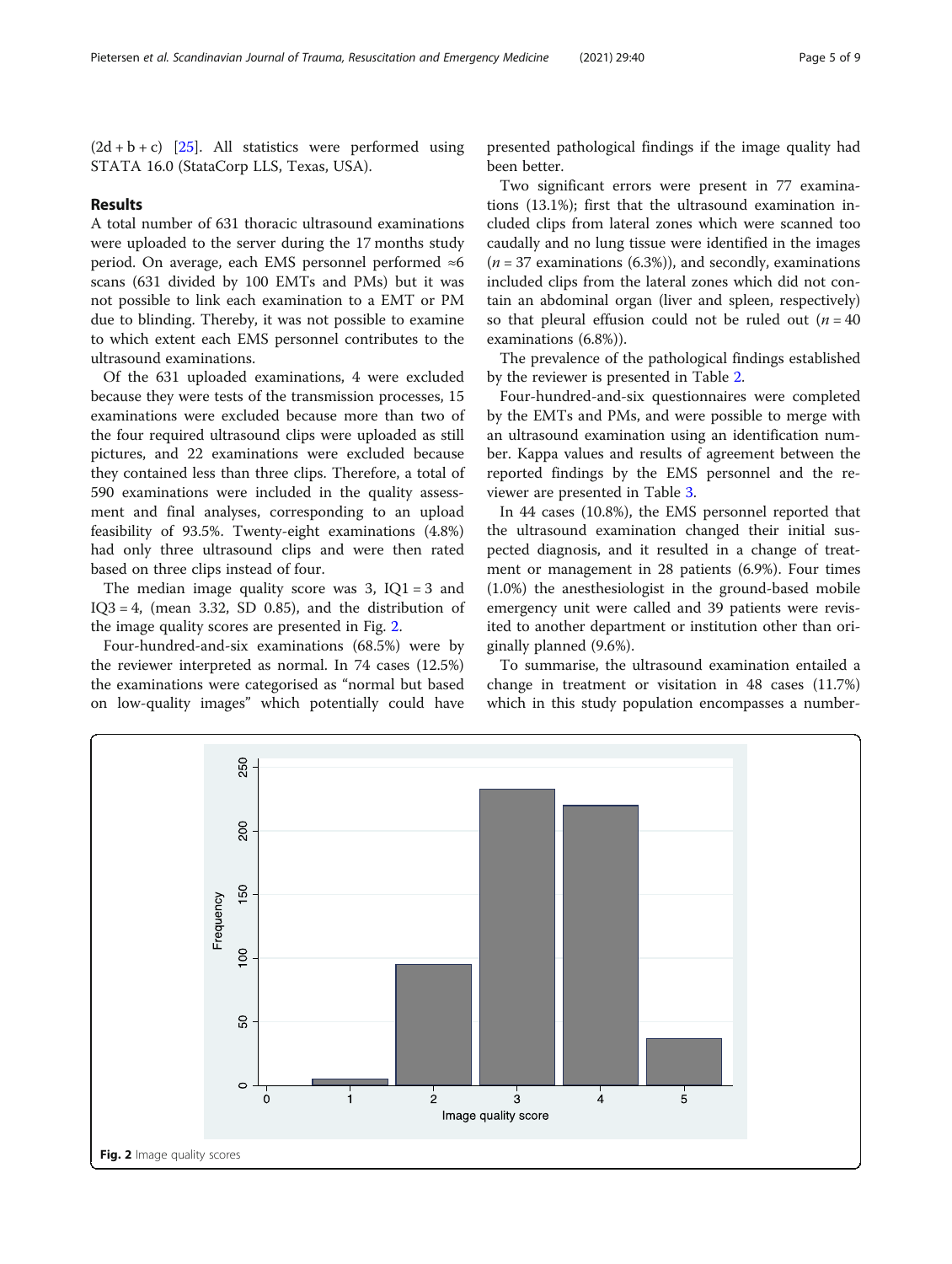(2d + b + c) [25]. All statistics were performed using STATA 16.0 (StataCorp LLS, Texas, USA).

## Results

A total number of 631 thoracic ultrasound examinations were uploaded to the server during the 17 months study period. On average, each EMS personnel performed ≈6 scans (631 divided by 100 EMTs and PMs) but it was not possible to link each examination to a EMT or PM due to blinding. Thereby, it was not possible to examine to which extent each EMS personnel contributes to the ultrasound examinations.

Of the 631 uploaded examinations, 4 were excluded because they were tests of the transmission processes, 15 examinations were excluded because more than two of the four required ultrasound clips were uploaded as still pictures, and 22 examinations were excluded because they contained less than three clips. Therefore, a total of 590 examinations were included in the quality assessment and final analyses, corresponding to an upload feasibility of 93.5%. Twenty-eight examinations (4.8%) had only three ultrasound clips and were then rated based on three clips instead of four.

The median image quality score was 3, IQ1 = 3 and IQ3 = 4, (mean 3.32, SD 0.85), and the distribution of the image quality scores are presented in Fig. 2.

Four-hundred-and-six examinations (68.5%) were by the reviewer interpreted as normal. In 74 cases (12.5%) the examinations were categorised as "normal but based on low-quality images" which potentially could have presented pathological findings if the image quality had been better.

Two significant errors were present in 77 examinations (13.1%); first that the ultrasound examination included clips from lateral zones which were scanned too caudally and no lung tissue were identified in the images ($n = 37$ examinations (6.3%)), and secondly, examinations included clips from the lateral zones which did not contain an abdominal organ (liver and spleen, respectively) so that pleural effusion could not be ruled out ($n = 40$ examinations (6.8%)).

The prevalence of the pathological findings established by the reviewer is presented in Table 2.

Four-hundred-and-six questionnaires were completed by the EMTs and PMs, and were possible to merge with an ultrasound examination using an identification number. Kappa values and results of agreement between the reported findings by the EMS personnel and the reviewer are presented in Table 3.

In 44 cases (10.8%), the EMS personnel reported that the ultrasound examination changed their initial suspected diagnosis, and it resulted in a change of treatment or management in 28 patients (6.9%). Four times (1.0%) the anesthesiologist in the ground-based mobile emergency unit were called and 39 patients were revisited to another department or institution other than originally planned (9.6%).

To summarise, the ultrasound examination entailed a change in treatment or visitation in 48 cases (11.7%) which in this study population encompasses a number-

**Fig. 2** Image quality scores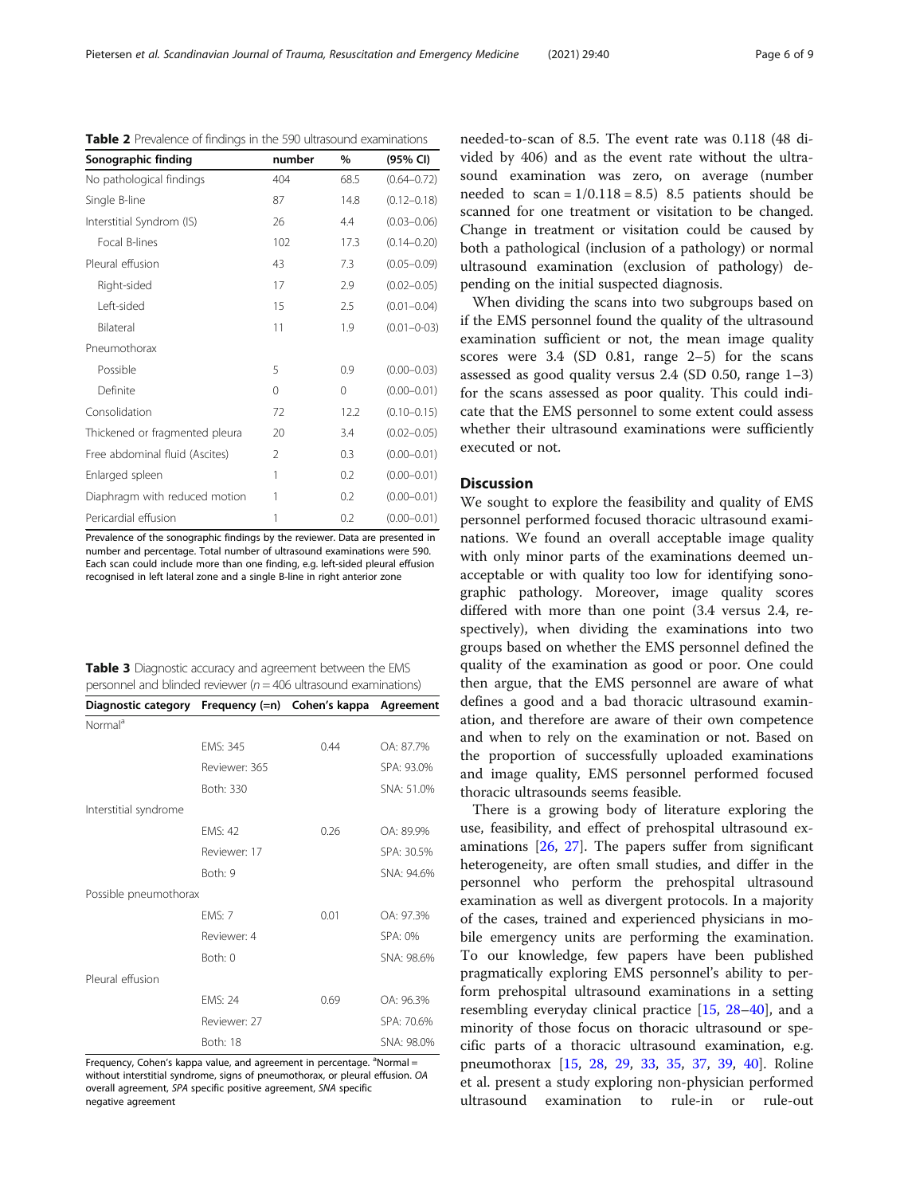**Table 2** Prevalence of findings in the 590 ultrasound examinations

| Sonographic finding | number | % | (95% CI) |
|---|---|---|---|
| No pathological findings | 404 | 68.5 | (0.64–0.72) |
| Single B-line | 87 | 14.8 | (0.12–0.18) |
| Interstitial Syndrom (IS) | 26 | 4.4 | (0.03–0.06) |
| Focal B-lines | 102 | 17.3 | (0.14–0.20) |
| Pleural effusion | 43 | 7.3 | (0.05–0.09) |
| Right-sided | 17 | 2.9 | (0.02–0.05) |
| Left-sided | 15 | 2.5 | (0.01–0.04) |
| Bilateral | 11 | 1.9 | (0.01–0-03) |
| Pneumothorax | | | |
| Possible | 5 | 0.9 | (0.00–0.03) |
| Definite | 0 | 0 | (0.00–0.01) |
| Consolidation | 72 | 12.2 | (0.10–0.15) |
| Thickened or fragmented pleura | 20 | 3.4 | (0.02–0.05) |
| Free abdominal fluid (Ascites) | 2 | 0.3 | (0.00–0.01) |
| Enlarged spleen | 1 | 0.2 | (0.00–0.01) |
| Diaphragm with reduced motion | 1 | 0.2 | (0.00–0.01) |
| Pericardial effusion | 1 | 0.2 | (0.00–0.01) |

Prevalence of the sonographic findings by the reviewer. Data are presented in number and percentage. Total number of ultrasound examinations were 590. Each scan could include more than one finding, e.g. left-sided pleural effusion recognised in left lateral zone and a single B-line in right anterior zone

**Table 3** Diagnostic accuracy and agreement between the EMS personnel and blinded reviewer ($n = 406$ ultrasound examinations)

| Diagnostic category | Frequency (=n) | Cohen's kappa | Agreement |
|---|---|---|---|
| Normal[a] | | | |
| | EMS: 345 | 0.44 | OA: 87.7% |
| | Reviewer: 365 | | SPA: 93.0% |
| | Both: 330 | | SNA: 51.0% |
| Interstitial syndrome | | | |
| | EMS: 42 | 0.26 | OA: 89.9% |
| | Reviewer: 17 | | SPA: 30.5% |
| | Both: 9 | | SNA: 94.6% |
| Possible pneumothorax | | | |
| | EMS: 7 | 0.01 | OA: 97.3% |
| | Reviewer: 4 | | SPA: 0% |
| | Both: 0 | | SNA: 98.6% |
| Pleural effusion | | | |
| | EMS: 24 | 0.69 | OA: 96.3% |
| | Reviewer: 27 | | SPA: 70.6% |
| | Both: 18 | | SNA: 98.0% |

Frequency, Cohen's kappa value, and agreement in percentage. [a]Normal = without interstitial syndrome, signs of pneumothorax, or pleural effusion. *OA* overall agreement, *SPA* specific positive agreement, *SNA* specific negative agreement

needed-to-scan of 8.5. The event rate was 0.118 (48 divided by 406) and as the event rate without the ultrasound examination was zero, on average (number needed to scan = 1/0.118 = 8.5) 8.5 patients should be scanned for one treatment or visitation to be changed. Change in treatment or visitation could be caused by both a pathological (inclusion of a pathology) or normal ultrasound examination (exclusion of pathology) depending on the initial suspected diagnosis.

When dividing the scans into two subgroups based on if the EMS personnel found the quality of the ultrasound examination sufficient or not, the mean image quality scores were 3.4 (SD 0.81, range 2–5) for the scans assessed as good quality versus 2.4 (SD 0.50, range 1–3) for the scans assessed as poor quality. This could indicate that the EMS personnel to some extent could assess whether their ultrasound examinations were sufficiently executed or not.

## Discussion

We sought to explore the feasibility and quality of EMS personnel performed focused thoracic ultrasound examinations. We found an overall acceptable image quality with only minor parts of the examinations deemed unacceptable or with quality too low for identifying sonographic pathology. Moreover, image quality scores differed with more than one point (3.4 versus 2.4, respectively), when dividing the examinations into two groups based on whether the EMS personnel defined the quality of the examination as good or poor. One could then argue, that the EMS personnel are aware of what defines a good and a bad thoracic ultrasound examination, and therefore are aware of their own competence and when to rely on the examination or not. Based on the proportion of successfully uploaded examinations and image quality, EMS personnel performed focused thoracic ultrasounds seems feasible.

There is a growing body of literature exploring the use, feasibility, and effect of prehospital ultrasound examinations [26, 27]. The papers suffer from significant heterogeneity, are often small studies, and differ in the personnel who perform the prehospital ultrasound examination as well as divergent protocols. In a majority of the cases, trained and experienced physicians in mobile emergency units are performing the examination. To our knowledge, few papers have been published pragmatically exploring EMS personnel's ability to perform prehospital ultrasound examinations in a setting resembling everyday clinical practice [15, 28–40], and a minority of those focus on thoracic ultrasound or specific parts of a thoracic ultrasound examination, e.g. pneumothorax [15, 28, 29, 33, 35, 37, 39, 40]. Roline et al. present a study exploring non-physician performed ultrasound examination to rule-in or rule-out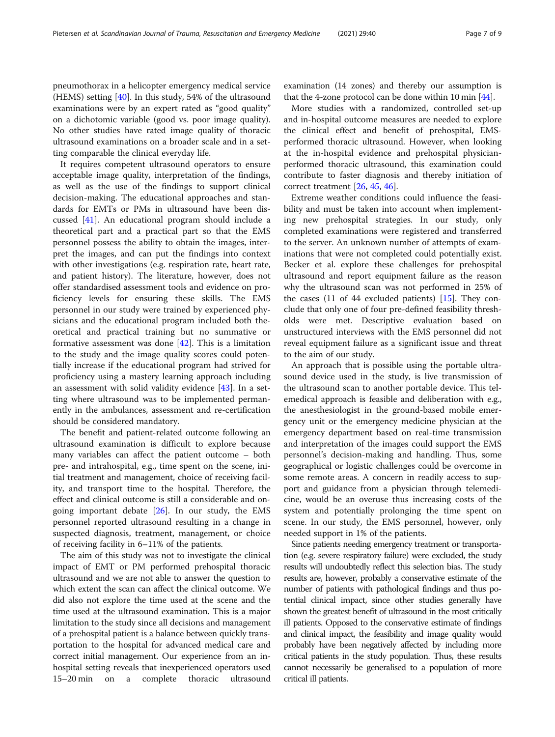pneumothorax in a helicopter emergency medical service (HEMS) setting [40]. In this study, 54% of the ultrasound examinations were by an expert rated as "good quality" on a dichotomic variable (good vs. poor image quality). No other studies have rated image quality of thoracic ultrasound examinations on a broader scale and in a setting comparable the clinical everyday life.

It requires competent ultrasound operators to ensure acceptable image quality, interpretation of the findings, as well as the use of the findings to support clinical decision-making. The educational approaches and standards for EMTs or PMs in ultrasound have been discussed [41]. An educational program should include a theoretical part and a practical part so that the EMS personnel possess the ability to obtain the images, interpret the images, and can put the findings into context with other investigations (e.g. respiration rate, heart rate, and patient history). The literature, however, does not offer standardised assessment tools and evidence on proficiency levels for ensuring these skills. The EMS personnel in our study were trained by experienced physicians and the educational program included both theoretical and practical training but no summative or formative assessment was done [42]. This is a limitation to the study and the image quality scores could potentially increase if the educational program had strived for proficiency using a mastery learning approach including an assessment with solid validity evidence [43]. In a setting where ultrasound was to be implemented permanently in the ambulances, assessment and re-certification should be considered mandatory.

The benefit and patient-related outcome following an ultrasound examination is difficult to explore because many variables can affect the patient outcome – both pre- and intrahospital, e.g., time spent on the scene, initial treatment and management, choice of receiving facility, and transport time to the hospital. Therefore, the effect and clinical outcome is still a considerable and ongoing important debate [26]. In our study, the EMS personnel reported ultrasound resulting in a change in suspected diagnosis, treatment, management, or choice of receiving facility in 6–11% of the patients.

The aim of this study was not to investigate the clinical impact of EMT or PM performed prehospital thoracic ultrasound and we are not able to answer the question to which extent the scan can affect the clinical outcome. We did also not explore the time used at the scene and the time used at the ultrasound examination. This is a major limitation to the study since all decisions and management of a prehospital patient is a balance between quickly transportation to the hospital for advanced medical care and correct initial management. Our experience from an in-hospital setting reveals that inexperienced operators used 15–20 min on a complete thoracic ultrasound examination (14 zones) and thereby our assumption is that the 4-zone protocol can be done within 10 min [44].

More studies with a randomized, controlled set-up and in-hospital outcome measures are needed to explore the clinical effect and benefit of prehospital, EMS-performed thoracic ultrasound. However, when looking at the in-hospital evidence and prehospital physician-performed thoracic ultrasound, this examination could contribute to faster diagnosis and thereby initiation of correct treatment [26, 45, 46].

Extreme weather conditions could influence the feasibility and must be taken into account when implementing new prehospital strategies. In our study, only completed examinations were registered and transferred to the server. An unknown number of attempts of examinations that were not completed could potentially exist. Becker et al. explore these challenges for prehospital ultrasound and report equipment failure as the reason why the ultrasound scan was not performed in 25% of the cases (11 of 44 excluded patients) [15]. They conclude that only one of four pre-defined feasibility thresholds were met. Descriptive evaluation based on unstructured interviews with the EMS personnel did not reveal equipment failure as a significant issue and threat to the aim of our study.

An approach that is possible using the portable ultrasound device used in the study, is live transmission of the ultrasound scan to another portable device. This telemedical approach is feasible and deliberation with e.g., the anesthesiologist in the ground-based mobile emergency unit or the emergency medicine physician at the emergency department based on real-time transmission and interpretation of the images could support the EMS personnel's decision-making and handling. Thus, some geographical or logistic challenges could be overcome in some remote areas. A concern in readily access to support and guidance from a physician through telemedicine, would be an overuse thus increasing costs of the system and potentially prolonging the time spent on scene. In our study, the EMS personnel, however, only needed support in 1% of the patients.

Since patients needing emergency treatment or transportation (e.g. severe respiratory failure) were excluded, the study results will undoubtedly reflect this selection bias. The study results are, however, probably a conservative estimate of the number of patients with pathological findings and thus potential clinical impact, since other studies generally have shown the greatest benefit of ultrasound in the most critically ill patients. Opposed to the conservative estimate of findings and clinical impact, the feasibility and image quality would probably have been negatively affected by including more critical patients in the study population. Thus, these results cannot necessarily be generalised to a population of more critical ill patients.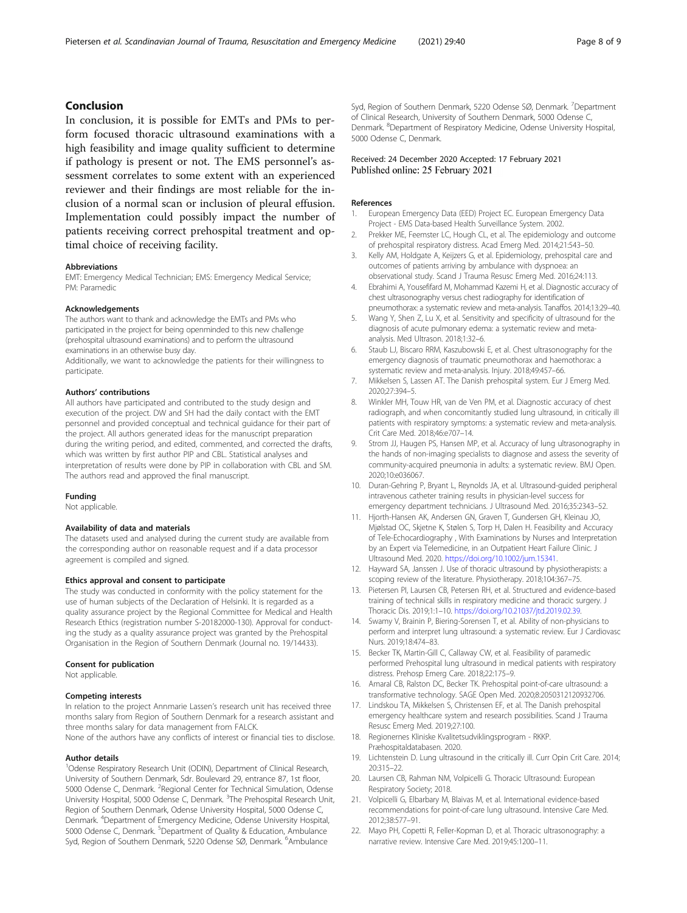## Conclusion

In conclusion, it is possible for EMTs and PMs to perform focused thoracic ultrasound examinations with a high feasibility and image quality sufficient to determine if pathology is present or not. The EMS personnel's assessment correlates to some extent with an experienced reviewer and their findings are most reliable for the inclusion of a normal scan or inclusion of pleural effusion. Implementation could possibly impact the number of patients receiving correct prehospital treatment and optimal choice of receiving facility.

#### Abbreviations

EMT: Emergency Medical Technician; EMS: Emergency Medical Service; PM: Paramedic

#### Acknowledgements

The authors want to thank and acknowledge the EMTs and PMs who participated in the project for being openminded to this new challenge (prehospital ultrasound examinations) and to perform the ultrasound examinations in an otherwise busy day.

Additionally, we want to acknowledge the patients for their willingness to participate.

#### Authors' contributions

All authors have participated and contributed to the study design and execution of the project. DW and SH had the daily contact with the EMT personnel and provided conceptual and technical guidance for their part of the project. All authors generated ideas for the manuscript preparation during the writing period, and edited, commented, and corrected the drafts, which was written by first author PIP and CBL. Statistical analyses and interpretation of results were done by PIP in collaboration with CBL and SM. The authors read and approved the final manuscript.

#### Funding

Not applicable.

#### Availability of data and materials

The datasets used and analysed during the current study are available from the corresponding author on reasonable request and if a data processor agreement is compiled and signed.

#### Ethics approval and consent to participate

The study was conducted in conformity with the policy statement for the use of human subjects of the Declaration of Helsinki. It is regarded as a quality assurance project by the Regional Committee for Medical and Health Research Ethics (registration number S-20182000-130). Approval for conducting the study as a quality assurance project was granted by the Prehospital Organisation in the Region of Southern Denmark (Journal no. 19/14433).

#### Consent for publication

Not applicable.

#### Competing interests

In relation to the project Annmarie Lassen's research unit has received three months salary from Region of Southern Denmark for a research assistant and three months salary for data management from FALCK.

None of the authors have any conflicts of interest or financial ties to disclose.

#### Author details

[1]Odense Respiratory Research Unit (ODIN), Department of Clinical Research, University of Southern Denmark, Sdr. Boulevard 29, entrance 87, 1st floor, 5000 Odense C, Denmark. [2]Regional Center for Technical Simulation, Odense University Hospital, 5000 Odense C, Denmark. [3]The Prehospital Research Unit, Region of Southern Denmark, Odense University Hospital, 5000 Odense C, Denmark. [4]Department of Emergency Medicine, Odense University Hospital, 5000 Odense C, Denmark. [5]Department of Quality & Education, Ambulance Syd, Region of Southern Denmark, 5220 Odense SØ, Denmark. [6]Ambulance Syd, Region of Southern Denmark, 5220 Odense SØ, Denmark. [7]Department of Clinical Research, University of Southern Denmark, 5000 Odense C, Denmark. [8]Department of Respiratory Medicine, Odense University Hospital, 5000 Odense C, Denmark.

Received: 24 December 2020 Accepted: 17 February 2021
Published online: 25 February 2021

#### References

1. European Emergency Data (EED) Project EC. European Emergency Data Project - EMS Data-based Health Surveillance System. 2002.
2. Prekker ME, Feemster LC, Hough CL, et al. The epidemiology and outcome of prehospital respiratory distress. Acad Emerg Med. 2014;21:543–50.
3. Kelly AM, Holdgate A, Keijzers G, et al. Epidemiology, prehospital care and outcomes of patients arriving by ambulance with dyspnoea: an observational study. Scand J Trauma Resusc Emerg Med. 2016;24:113.
4. Ebrahimi A, Yousefifard M, Mohammad Kazemi H, et al. Diagnostic accuracy of chest ultrasonography versus chest radiography for identification of pneumothorax: a systematic review and meta-analysis. Tanaffos. 2014;13:29–40.
5. Wang Y, Shen Z, Lu X, et al. Sensitivity and specificity of ultrasound for the diagnosis of acute pulmonary edema: a systematic review and meta-analysis. Med Ultrason. 2018;1:32–6.
6. Staub LJ, Biscaro RRM, Kaszubowski E, et al. Chest ultrasonography for the emergency diagnosis of traumatic pneumothorax and haemothorax: a systematic review and meta-analysis. Injury. 2018;49:457–66.
7. Mikkelsen S, Lassen AT. The Danish prehospital system. Eur J Emerg Med. 2020;27:394–5.
8. Winkler MH, Touw HR, van de Ven PM, et al. Diagnostic accuracy of chest radiograph, and when concomitantly studied lung ultrasound, in critically ill patients with respiratory symptoms: a systematic review and meta-analysis. Crit Care Med. 2018;46:e707–14.
9. Strom JJ, Haugen PS, Hansen MP, et al. Accuracy of lung ultrasonography in the hands of non-imaging specialists to diagnose and assess the severity of community-acquired pneumonia in adults: a systematic review. BMJ Open. 2020;10:e036067.
10. Duran-Gehring P, Bryant L, Reynolds JA, et al. Ultrasound-guided peripheral intravenous catheter training results in physician-level success for emergency department technicians. J Ultrasound Med. 2016;35:2343–52.
11. Hjorth-Hansen AK, Andersen GN, Graven T, Gundersen GH, Kleinau JO, Mjølstad OC, Skjetne K, Stølen S, Torp H, Dalen H. Feasibility and Accuracy of Tele-Echocardiography , With Examinations by Nurses and Interpretation by an Expert via Telemedicine, in an Outpatient Heart Failure Clinic. J Ultrasound Med. 2020. https://doi.org/10.1002/jum.15341.
12. Hayward SA, Janssen J. Use of thoracic ultrasound by physiotherapists: a scoping review of the literature. Physiotherapy. 2018;104:367–75.
13. Pietersen PI, Laursen CB, Petersen RH, et al. Structured and evidence-based training of technical skills in respiratory medicine and thoracic surgery. J Thoracic Dis. 2019;1:1–10. https://doi.org/10.21037/jtd.2019.02.39.
14. Swamy V, Brainin P, Biering-Sorensen T, et al. Ability of non-physicians to perform and interpret lung ultrasound: a systematic review. Eur J Cardiovasc Nurs. 2019;18:474–83.
15. Becker TK, Martin-Gill C, Callaway CW, et al. Feasibility of paramedic performed Prehospital lung ultrasound in medical patients with respiratory distress. Prehosp Emerg Care. 2018;22:175–9.
16. Amaral CB, Ralston DC, Becker TK. Prehospital point-of-care ultrasound: a transformative technology. SAGE Open Med. 2020;8:2050312120932706.
17. Lindskou TA, Mikkelsen S, Christensen EF, et al. The Danish prehospital emergency healthcare system and research possibilities. Scand J Trauma Resusc Emerg Med. 2019;27:100.
18. Regionernes Kliniske Kvalitetsudviklingsprogram - RKKP. Præhospitaldatabasen. 2020.
19. Lichtenstein D. Lung ultrasound in the critically ill. Curr Opin Crit Care. 2014; 20:315–22.
20. Laursen CB, Rahman NM, Volpicelli G. Thoracic Ultrasound: European Respiratory Society; 2018.
21. Volpicelli G, Elbarbary M, Blaivas M, et al. International evidence-based recommendations for point-of-care lung ultrasound. Intensive Care Med. 2012;38:577–91.
22. Mayo PH, Copetti R, Feller-Kopman D, et al. Thoracic ultrasonography: a narrative review. Intensive Care Med. 2019;45:1200–11.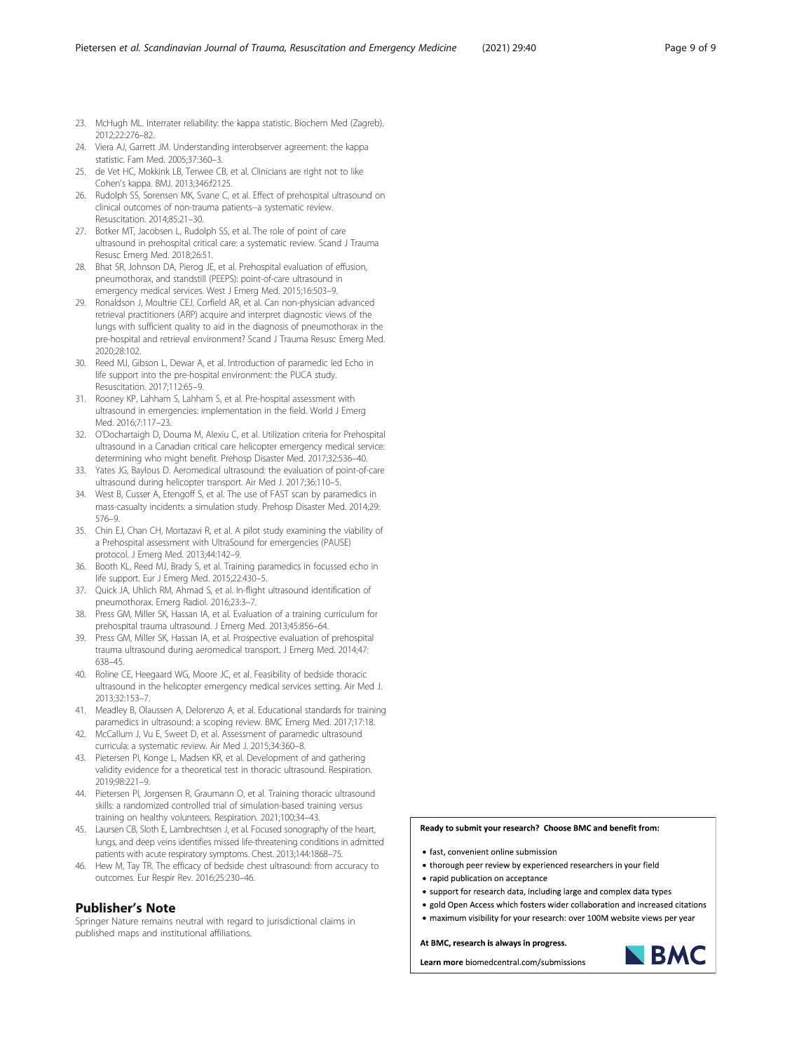23. McHugh ML. Interrater reliability: the kappa statistic. Biochem Med (Zagreb). 2012;22:276–82.
24. Viera AJ, Garrett JM. Understanding interobserver agreement: the kappa statistic. Fam Med. 2005;37:360–3.
25. de Vet HC, Mokkink LB, Terwee CB, et al. Clinicians are right not to like Cohen's kappa. BMJ. 2013;346:f2125.
26. Rudolph SS, Sorensen MK, Svane C, et al. Effect of prehospital ultrasound on clinical outcomes of non-trauma patients--a systematic review. Resuscitation. 2014;85:21–30.
27. Botker MT, Jacobsen L, Rudolph SS, et al. The role of point of care ultrasound in prehospital critical care: a systematic review. Scand J Trauma Resusc Emerg Med. 2018;26:51.
28. Bhat SR, Johnson DA, Pierog JE, et al. Prehospital evaluation of effusion, pneumothorax, and standstill (PEEPS): point-of-care ultrasound in emergency medical services. West J Emerg Med. 2015;16:503–9.
29. Ronaldson J, Moultrie CEJ, Corfield AR, et al. Can non-physician advanced retrieval practitioners (ARP) acquire and interpret diagnostic views of the lungs with sufficient quality to aid in the diagnosis of pneumothorax in the pre-hospital and retrieval environment? Scand J Trauma Resusc Emerg Med. 2020;28:102.
30. Reed MJ, Gibson L, Dewar A, et al. Introduction of paramedic led Echo in life support into the pre-hospital environment: the PUCA study. Resuscitation. 2017;112:65–9.
31. Rooney KP, Lahham S, Lahham S, et al. Pre-hospital assessment with ultrasound in emergencies: implementation in the field. World J Emerg Med. 2016;7:117–23.
32. O'Dochartaigh D, Douma M, Alexiu C, et al. Utilization criteria for Prehospital ultrasound in a Canadian critical care helicopter emergency medical service: determining who might benefit. Prehosp Disaster Med. 2017;32:536–40.
33. Yates JG, Baylous D. Aeromedical ultrasound: the evaluation of point-of-care ultrasound during helicopter transport. Air Med J. 2017;36:110–5.
34. West B, Cusser A, Etengoff S, et al. The use of FAST scan by paramedics in mass-casualty incidents: a simulation study. Prehosp Disaster Med. 2014;29:576–9.
35. Chin EJ, Chan CH, Mortazavi R, et al. A pilot study examining the viability of a Prehospital assessment with UltraSound for emergencies (PAUSE) protocol. J Emerg Med. 2013;44:142–9.
36. Booth KL, Reed MJ, Brady S, et al. Training paramedics in focussed echo in life support. Eur J Emerg Med. 2015;22:430–5.
37. Quick JA, Uhlich RM, Ahmad S, et al. In-flight ultrasound identification of pneumothorax. Emerg Radiol. 2016;23:3–7.
38. Press GM, Miller SK, Hassan IA, et al. Evaluation of a training curriculum for prehospital trauma ultrasound. J Emerg Med. 2013;45:856–64.
39. Press GM, Miller SK, Hassan IA, et al. Prospective evaluation of prehospital trauma ultrasound during aeromedical transport. J Emerg Med. 2014;47:638–45.
40. Roline CE, Heegaard WG, Moore JC, et al. Feasibility of bedside thoracic ultrasound in the helicopter emergency medical services setting. Air Med J. 2013;32:153–7.
41. Meadley B, Olaussen A, Delorenzo A, et al. Educational standards for training paramedics in ultrasound: a scoping review. BMC Emerg Med. 2017;17:18.
42. McCallum J, Vu E, Sweet D, et al. Assessment of paramedic ultrasound curricula: a systematic review. Air Med J. 2015;34:360–8.
43. Pietersen PI, Konge L, Madsen KR, et al. Development of and gathering validity evidence for a theoretical test in thoracic ultrasound. Respiration. 2019;98:221–9.
44. Pietersen PI, Jorgensen R, Graumann O, et al. Training thoracic ultrasound skills: a randomized controlled trial of simulation-based training versus training on healthy volunteers. Respiration. 2021;100:34–43.
45. Laursen CB, Sloth E, Lambrechtsen J, et al. Focused sonography of the heart, lungs, and deep veins identifies missed life-threatening conditions in admitted patients with acute respiratory symptoms. Chest. 2013;144:1868–75.
46. Hew M, Tay TR. The efficacy of bedside chest ultrasound: from accuracy to outcomes. Eur Respir Rev. 2016;25:230–46.

## Publisher's Note

Springer Nature remains neutral with regard to jurisdictional claims in published maps and institutional affiliations.

**Ready to submit your research? Choose BMC and benefit from:**

- fast, convenient online submission
- thorough peer review by experienced researchers in your field
- rapid publication on acceptance
- support for research data, including large and complex data types
- gold Open Access which fosters wider collaboration and increased citations
- maximum visibility for your research: over 100M website views per year

**At BMC, research is always in progress.**

**Learn more** biomedcentral.com/submissions

BMC